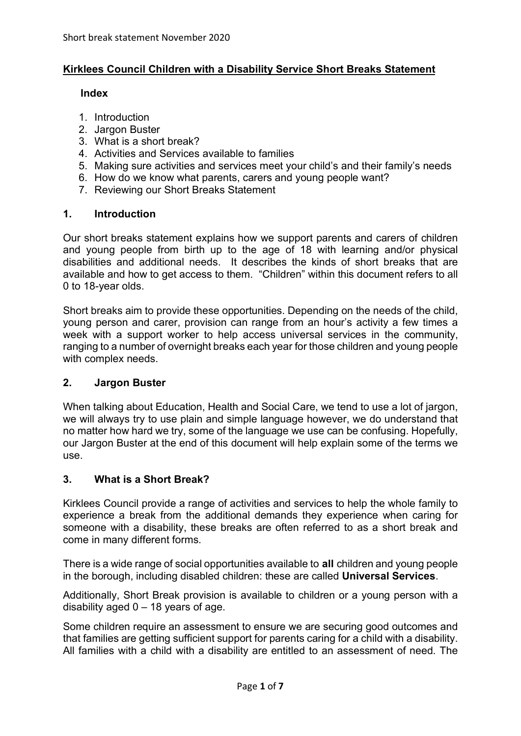# Kirklees Council Children with a Disability Service Short Breaks Statement

**Index**

1. Introduction
2. Jargon Buster
3. What is a short break?
4. Activities and Services available to families
5. Making sure activities and services meet your child's and their family's needs
6. How do we know what parents, carers and young people want?
7. Reviewing our Short Breaks Statement

## 1. Introduction

Our short breaks statement explains how we support parents and carers of children and young people from birth up to the age of 18 with learning and/or physical disabilities and additional needs. It describes the kinds of short breaks that are available and how to get access to them. "Children" within this document refers to all 0 to 18-year olds.

Short breaks aim to provide these opportunities. Depending on the needs of the child, young person and carer, provision can range from an hour's activity a few times a week with a support worker to help access universal services in the community, ranging to a number of overnight breaks each year for those children and young people with complex needs.

## 2. Jargon Buster

When talking about Education, Health and Social Care, we tend to use a lot of jargon, we will always try to use plain and simple language however, we do understand that no matter how hard we try, some of the language we use can be confusing. Hopefully, our Jargon Buster at the end of this document will help explain some of the terms we use.

## 3. What is a Short Break?

Kirklees Council provide a range of activities and services to help the whole family to experience a break from the additional demands they experience when caring for someone with a disability, these breaks are often referred to as a short break and come in many different forms.

There is a wide range of social opportunities available to **all** children and young people in the borough, including disabled children: these are called **Universal Services**.

Additionally, Short Break provision is available to children or a young person with a disability aged 0 – 18 years of age.

Some children require an assessment to ensure we are securing good outcomes and that families are getting sufficient support for parents caring for a child with a disability. All families with a child with a disability are entitled to an assessment of need. The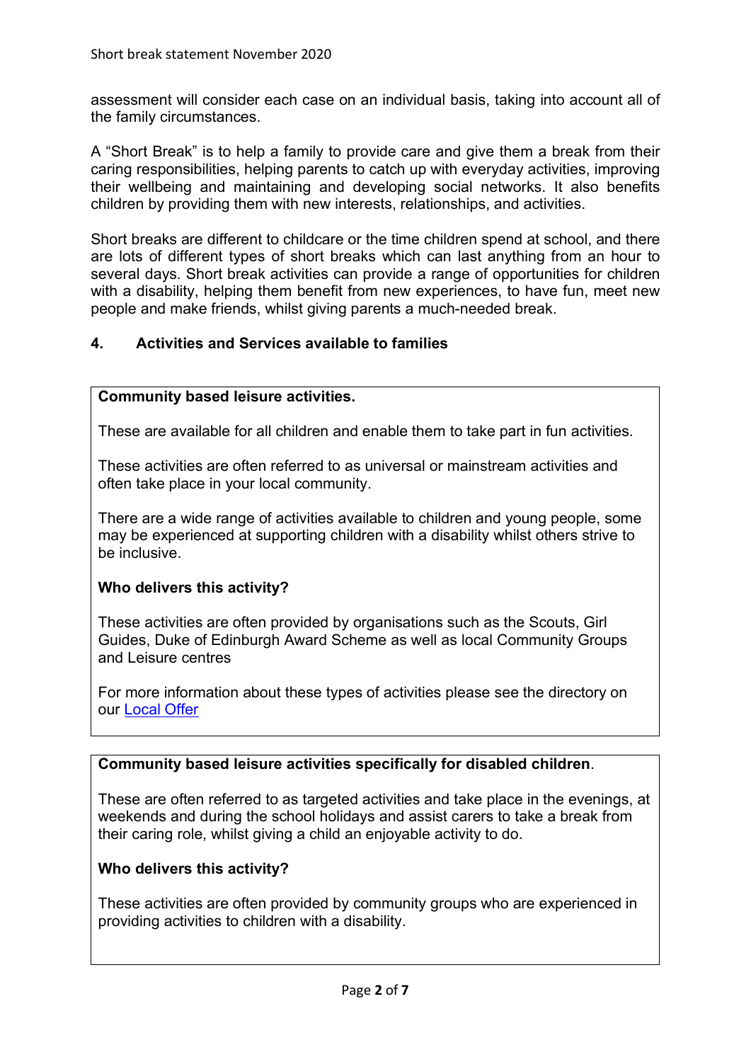assessment will consider each case on an individual basis, taking into account all of the family circumstances.

A "Short Break" is to help a family to provide care and give them a break from their caring responsibilities, helping parents to catch up with everyday activities, improving their wellbeing and maintaining and developing social networks. It also benefits children by providing them with new interests, relationships, and activities.

Short breaks are different to childcare or the time children spend at school, and there are lots of different types of short breaks which can last anything from an hour to several days. Short break activities can provide a range of opportunities for children with a disability, helping them benefit from new experiences, to have fun, meet new people and make friends, whilst giving parents a much-needed break.

## 4. Activities and Services available to families

**Community based leisure activities.**

These are available for all children and enable them to take part in fun activities.

These activities are often referred to as universal or mainstream activities and often take place in your local community.

There are a wide range of activities available to children and young people, some may be experienced at supporting children with a disability whilst others strive to be inclusive.

**Who delivers this activity?**

These activities are often provided by organisations such as the Scouts, Girl Guides, Duke of Edinburgh Award Scheme as well as local Community Groups and Leisure centres

For more information about these types of activities please see the directory on our Local Offer

**Community based leisure activities specifically for disabled children**.

These are often referred to as targeted activities and take place in the evenings, at weekends and during the school holidays and assist carers to take a break from their caring role, whilst giving a child an enjoyable activity to do.

**Who delivers this activity?**

These activities are often provided by community groups who are experienced in providing activities to children with a disability.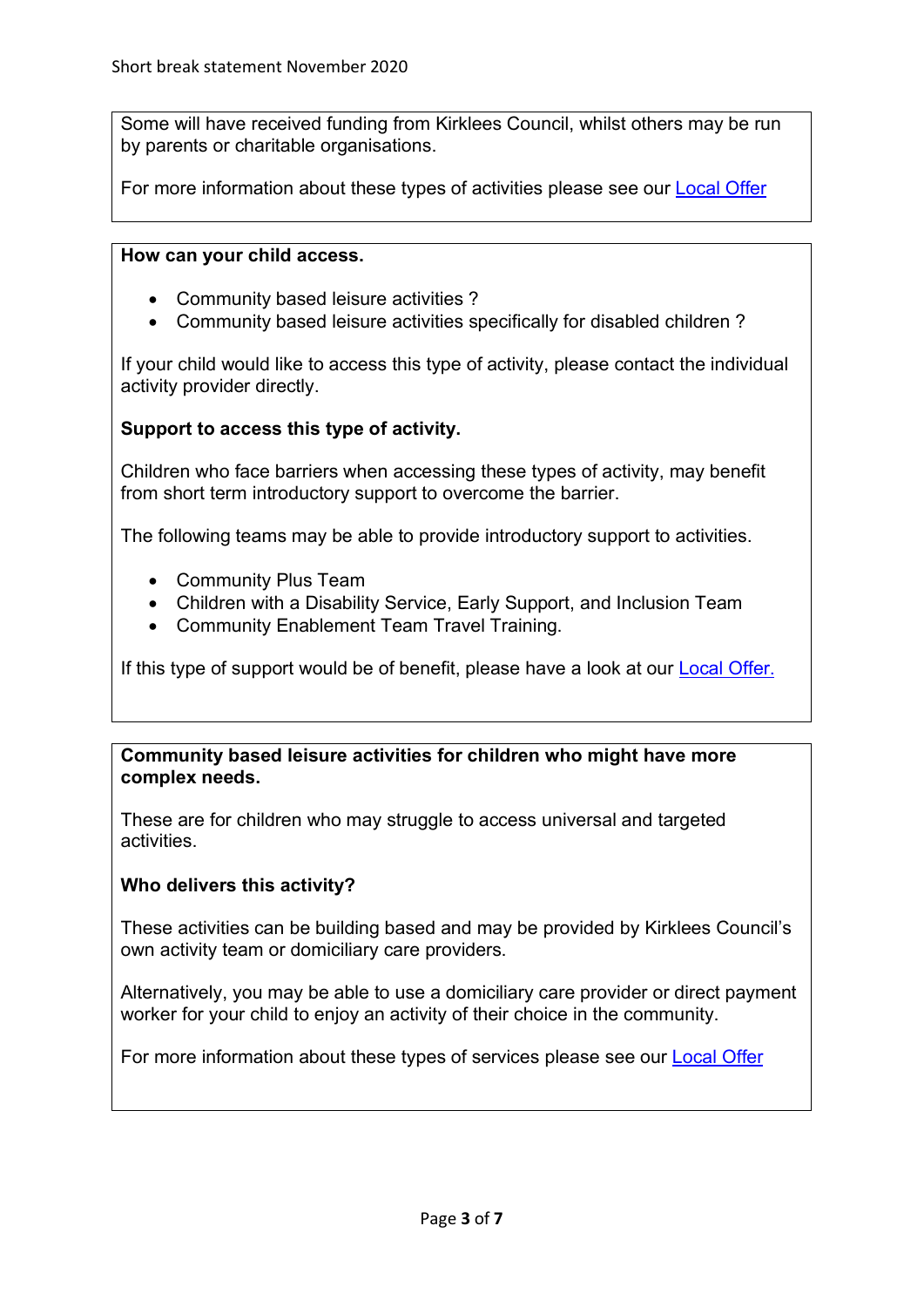Some will have received funding from Kirklees Council, whilst others may be run by parents or charitable organisations.

For more information about these types of activities please see our [Local Offer](Local Offer)

**How can your child access.**

- Community based leisure activities ?
- Community based leisure activities specifically for disabled children ?

If your child would like to access this type of activity, please contact the individual activity provider directly.

**Support to access this type of activity.**

Children who face barriers when accessing these types of activity, may benefit from short term introductory support to overcome the barrier.

The following teams may be able to provide introductory support to activities.

- Community Plus Team
- Children with a Disability Service, Early Support, and Inclusion Team
- Community Enablement Team Travel Training.

If this type of support would be of benefit, please have a look at our Local Offer.

**Community based leisure activities for children who might have more complex needs.**

These are for children who may struggle to access universal and targeted activities.

**Who delivers this activity?**

These activities can be building based and may be provided by Kirklees Council's own activity team or domiciliary care providers.

Alternatively, you may be able to use a domiciliary care provider or direct payment worker for your child to enjoy an activity of their choice in the community.

For more information about these types of services please see our Local Offer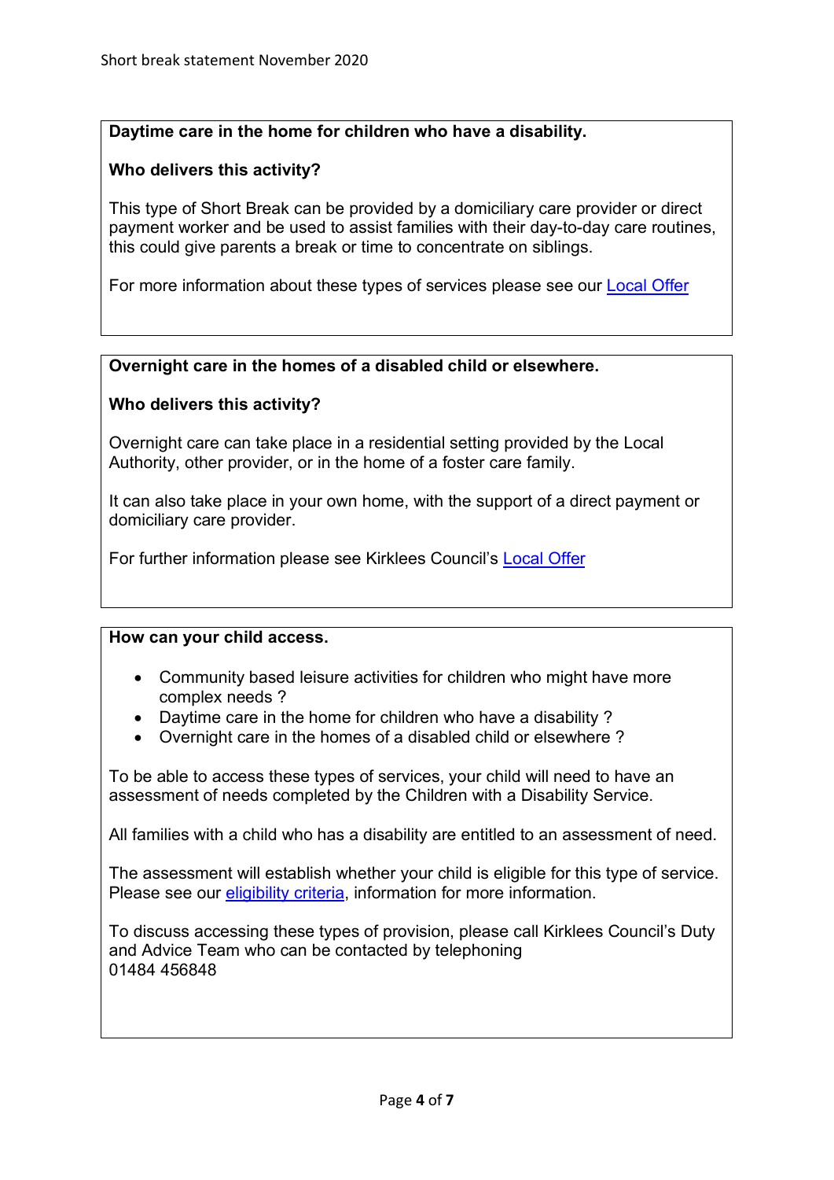**Daytime care in the home for children who have a disability.**

**Who delivers this activity?**

This type of Short Break can be provided by a domiciliary care provider or direct payment worker and be used to assist families with their day-to-day care routines, this could give parents a break or time to concentrate on siblings.

For more information about these types of services please see our Local Offer

**Overnight care in the homes of a disabled child or elsewhere.**

**Who delivers this activity?**

Overnight care can take place in a residential setting provided by the Local Authority, other provider, or in the home of a foster care family.

It can also take place in your own home, with the support of a direct payment or domiciliary care provider.

For further information please see Kirklees Council's Local Offer

**How can your child access.**

- Community based leisure activities for children who might have more complex needs ?
- Daytime care in the home for children who have a disability ?
- Overnight care in the homes of a disabled child or elsewhere ?

To be able to access these types of services, your child will need to have an assessment of needs completed by the Children with a Disability Service.

All families with a child who has a disability are entitled to an assessment of need.

The assessment will establish whether your child is eligible for this type of service. Please see our eligibility criteria, information for more information.

To discuss accessing these types of provision, please call Kirklees Council's Duty and Advice Team who can be contacted by telephoning
01484 456848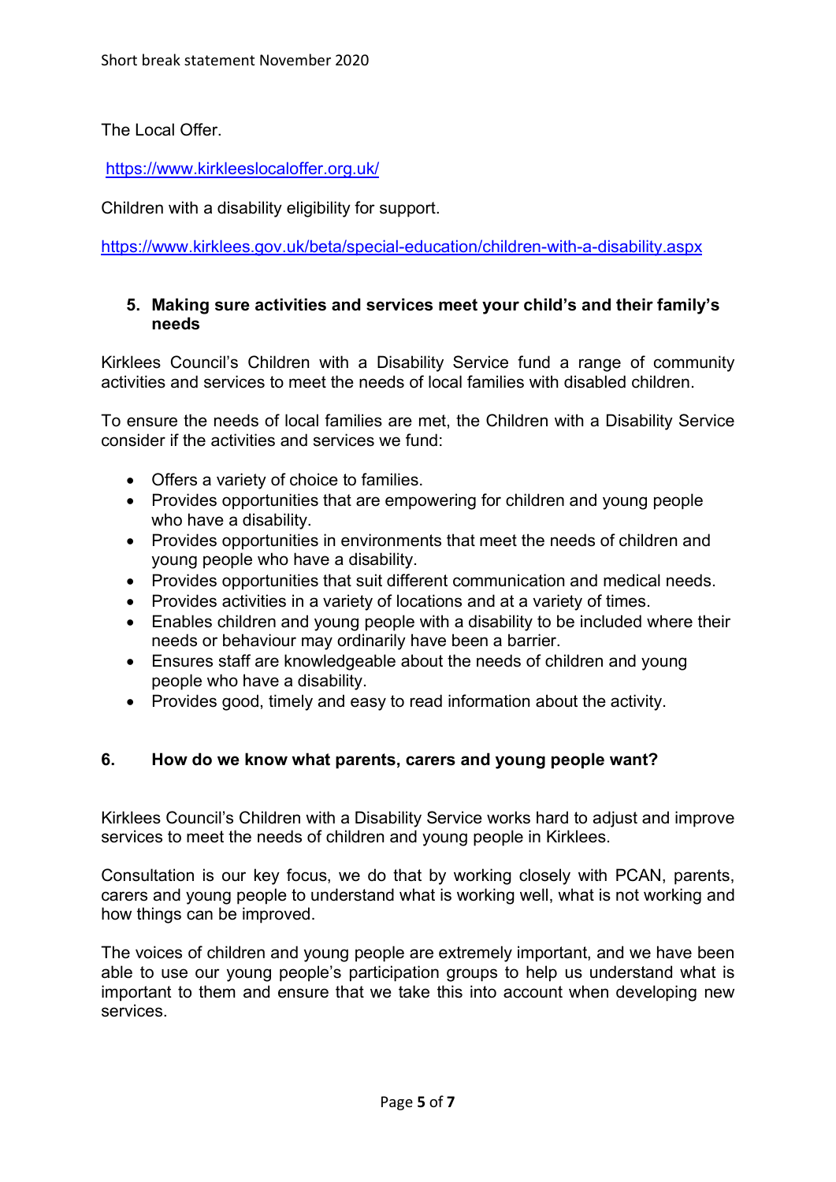The Local Offer.

https://www.kirkleeslocaloffer.org.uk/

Children with a disability eligibility for support.

https://www.kirklees.gov.uk/beta/special-education/children-with-a-disability.aspx

## 5. Making sure activities and services meet your child's and their family's needs

Kirklees Council's Children with a Disability Service fund a range of community activities and services to meet the needs of local families with disabled children.

To ensure the needs of local families are met, the Children with a Disability Service consider if the activities and services we fund:

- Offers a variety of choice to families.
- Provides opportunities that are empowering for children and young people who have a disability.
- Provides opportunities in environments that meet the needs of children and young people who have a disability.
- Provides opportunities that suit different communication and medical needs.
- Provides activities in a variety of locations and at a variety of times.
- Enables children and young people with a disability to be included where their needs or behaviour may ordinarily have been a barrier.
- Ensures staff are knowledgeable about the needs of children and young people who have a disability.
- Provides good, timely and easy to read information about the activity.

## 6. How do we know what parents, carers and young people want?

Kirklees Council's Children with a Disability Service works hard to adjust and improve services to meet the needs of children and young people in Kirklees.

Consultation is our key focus, we do that by working closely with PCAN, parents, carers and young people to understand what is working well, what is not working and how things can be improved.

The voices of children and young people are extremely important, and we have been able to use our young people's participation groups to help us understand what is important to them and ensure that we take this into account when developing new services.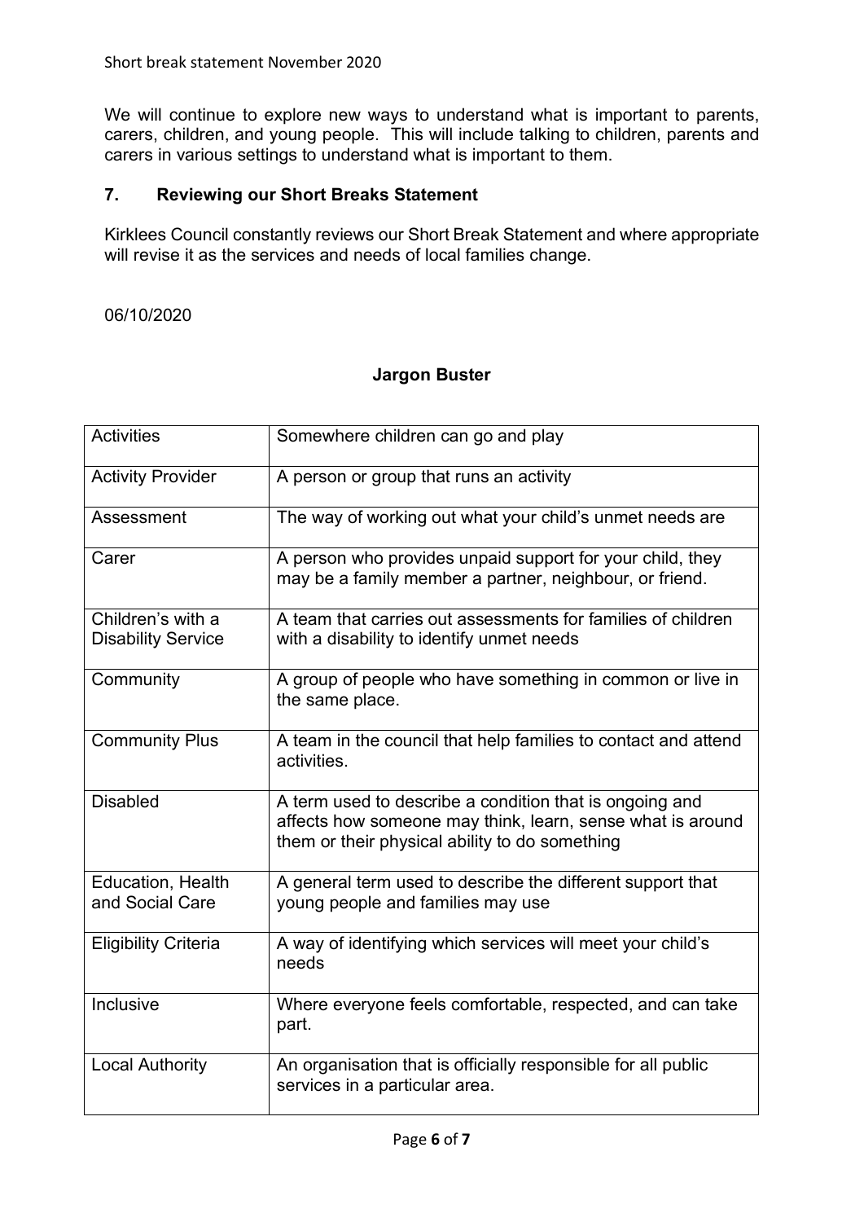We will continue to explore new ways to understand what is important to parents, carers, children, and young people. This will include talking to children, parents and carers in various settings to understand what is important to them.

## 7. Reviewing our Short Breaks Statement

Kirklees Council constantly reviews our Short Break Statement and where appropriate will revise it as the services and needs of local families change.

06/10/2020

### Jargon Buster

| Term | Meaning |
|---|---|
| Activities | Somewhere children can go and play |
| Activity Provider | A person or group that runs an activity |
| Assessment | The way of working out what your child's unmet needs are |
| Carer | A person who provides unpaid support for your child, they may be a family member a partner, neighbour, or friend. |
| Children's with a Disability Service | A team that carries out assessments for families of children with a disability to identify unmet needs |
| Community | A group of people who have something in common or live in the same place. |
| Community Plus | A team in the council that help families to contact and attend activities. |
| Disabled | A term used to describe a condition that is ongoing and affects how someone may think, learn, sense what is around them or their physical ability to do something |
| Education, Health and Social Care | A general term used to describe the different support that young people and families may use |
| Eligibility Criteria | A way of identifying which services will meet your child's needs |
| Inclusive | Where everyone feels comfortable, respected, and can take part. |
| Local Authority | An organisation that is officially responsible for all public services in a particular area. |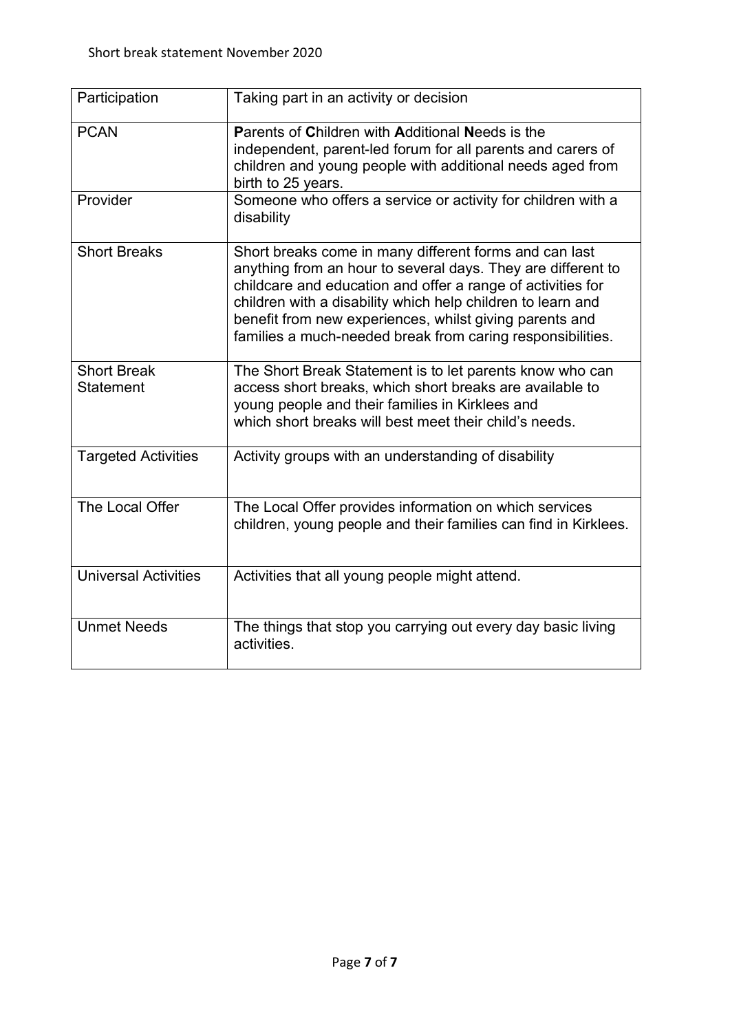| | |
|---|---|
| Participation | Taking part in an activity or decision |
| PCAN | **P**arents of **C**hildren with **A**dditional **N**eeds is the independent, parent-led forum for all parents and carers of children and young people with additional needs aged from birth to 25 years. |
| Provider | Someone who offers a service or activity for children with a disability |
| Short Breaks | Short breaks come in many different forms and can last anything from an hour to several days. They are different to childcare and education and offer a range of activities for children with a disability which help children to learn and benefit from new experiences, whilst giving parents and families a much-needed break from caring responsibilities. |
| Short Break Statement | The Short Break Statement is to let parents know who can access short breaks, which short breaks are available to young people and their families in Kirklees and which short breaks will best meet their child's needs. |
| Targeted Activities | Activity groups with an understanding of disability |
| The Local Offer | The Local Offer provides information on which services children, young people and their families can find in Kirklees. |
| Universal Activities | Activities that all young people might attend. |
| Unmet Needs | The things that stop you carrying out every day basic living activities. |